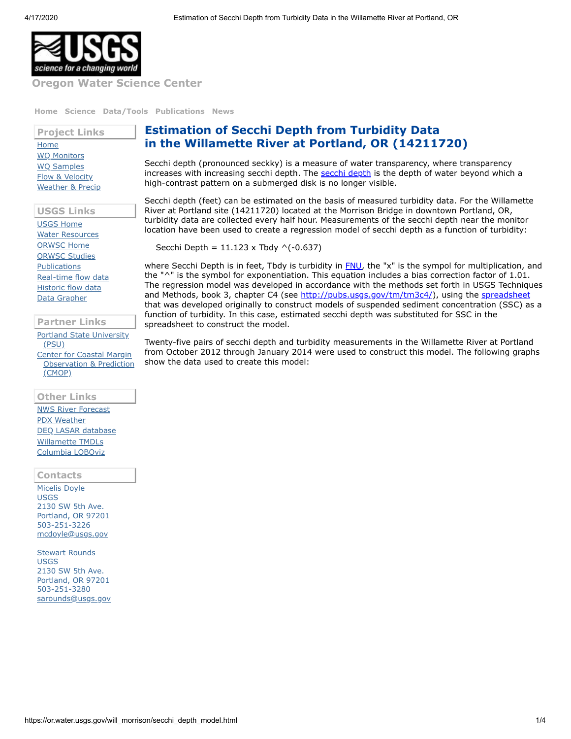**Oregon Water Science Center**

Home Science Data/Tools Publications News

**Project Links**

- Home
- WQ Monitors
- WQ Samples
- Flow & Velocity
- Weather & Precip

**USGS Links**

- USGS Home
- Water Resources
- ORWSC Home
- ORWSC Studies
- Publications
- Real-time flow data
- Historic flow data
- Data Grapher

**Partner Links**

- Portland State University (PSU)
- Center for Coastal Margin Observation & Prediction (CMOP)

**Other Links**

- NWS River Forecast
- PDX Weather
- DEQ LASAR database
- Willamette TMDLs
- Columbia LOBOviz

**Contacts**

Micelis Doyle
USGS
2130 SW 5th Ave.
Portland, OR 97201
503-251-3226
mcdoyle@usgs.gov

Stewart Rounds
USGS
2130 SW 5th Ave.
Portland, OR 97201
503-251-3280
sarounds@usgs.gov

# Estimation of Secchi Depth from Turbidity Data in the Willamette River at Portland, OR (14211720)

Secchi depth (pronounced seckky) is a measure of water transparency, where transparency increases with increasing secchi depth. The secchi depth is the depth of water beyond which a high-contrast pattern on a submerged disk is no longer visible.

Secchi depth (feet) can be estimated on the basis of measured turbidity data. For the Willamette River at Portland site (14211720) located at the Morrison Bridge in downtown Portland, OR, turbidity data are collected every half hour. Measurements of the secchi depth near the monitor location have been used to create a regression model of secchi depth as a function of turbidity:

Secchi Depth = 11.123 x Tbdy ^(-0.637)

where Secchi Depth is in feet, Tbdy is turbidity in FNU, the "x" is the sympol for multiplication, and the "^" is the symbol for exponentiation. This equation includes a bias correction factor of 1.01. The regression model was developed in accordance with the methods set forth in USGS Techniques and Methods, book 3, chapter C4 (see http://pubs.usgs.gov/tm/tm3c4/), using the spreadsheet that was developed originally to construct models of suspended sediment concentration (SSC) as a function of turbidity. In this case, estimated secchi depth was substituted for SSC in the spreadsheet to construct the model.

Twenty-five pairs of secchi depth and turbidity measurements in the Willamette River at Portland from October 2012 through January 2014 were used to construct this model. The following graphs show the data used to create this model: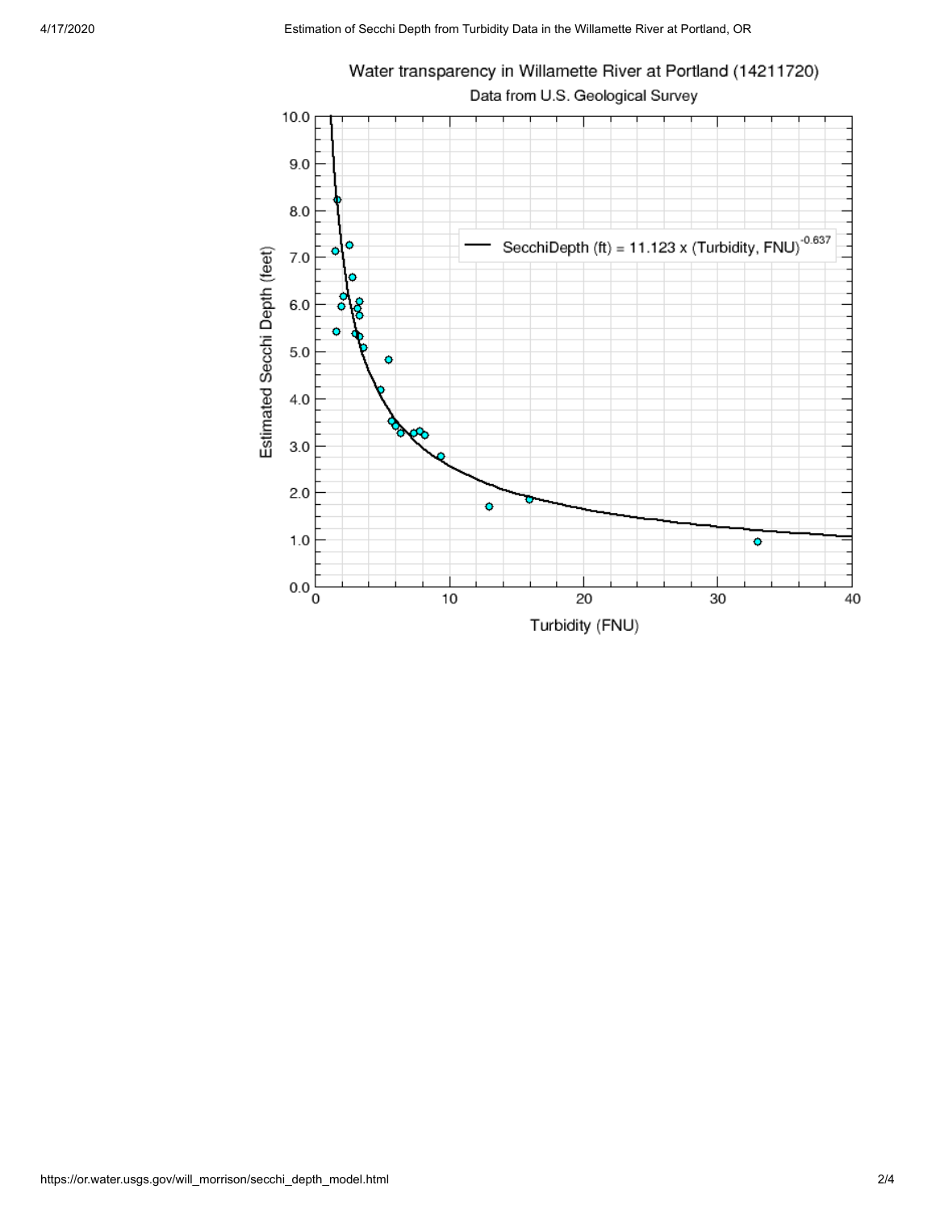Water transparency in Willamette River at Portland (14211720)

Data from U.S. Geological Survey

$$\text{SecchiDepth (ft)} = 11.123 \times (\text{Turbidity, FNU})^{-0.637}$$

Estimated Secchi Depth (feet)

Turbidity (FNU)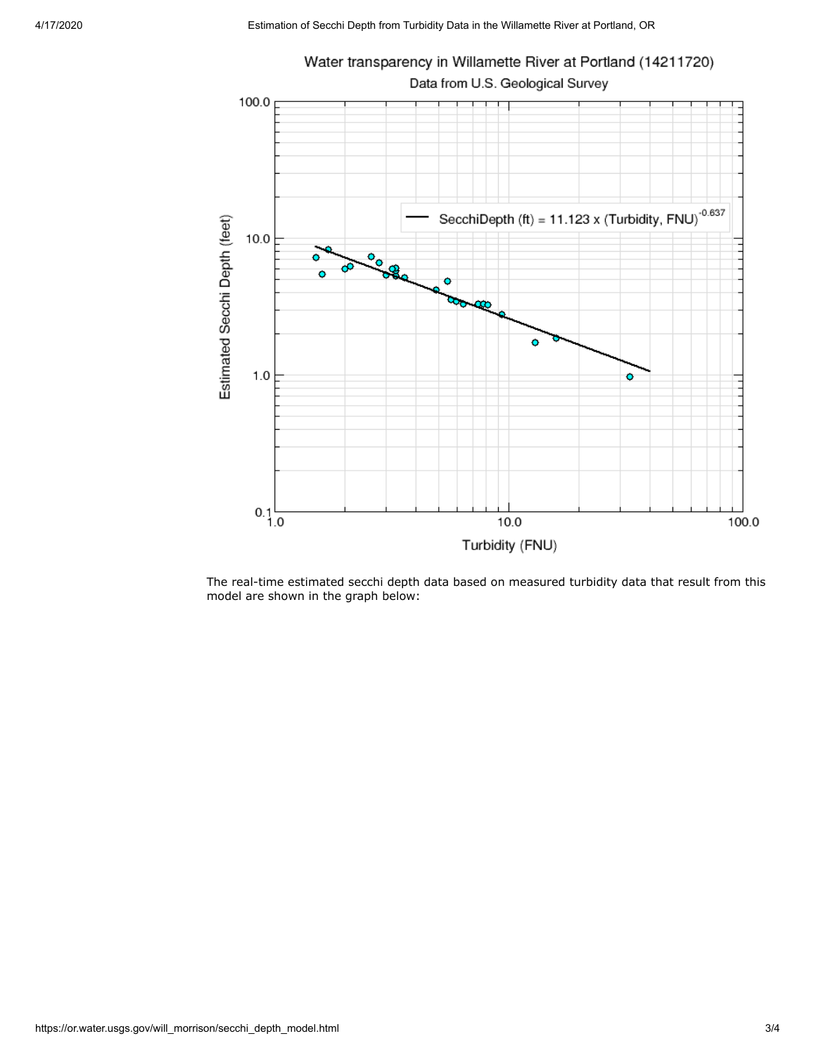The real-time estimated secchi depth data based on measured turbidity data that result from this model are shown in the graph below: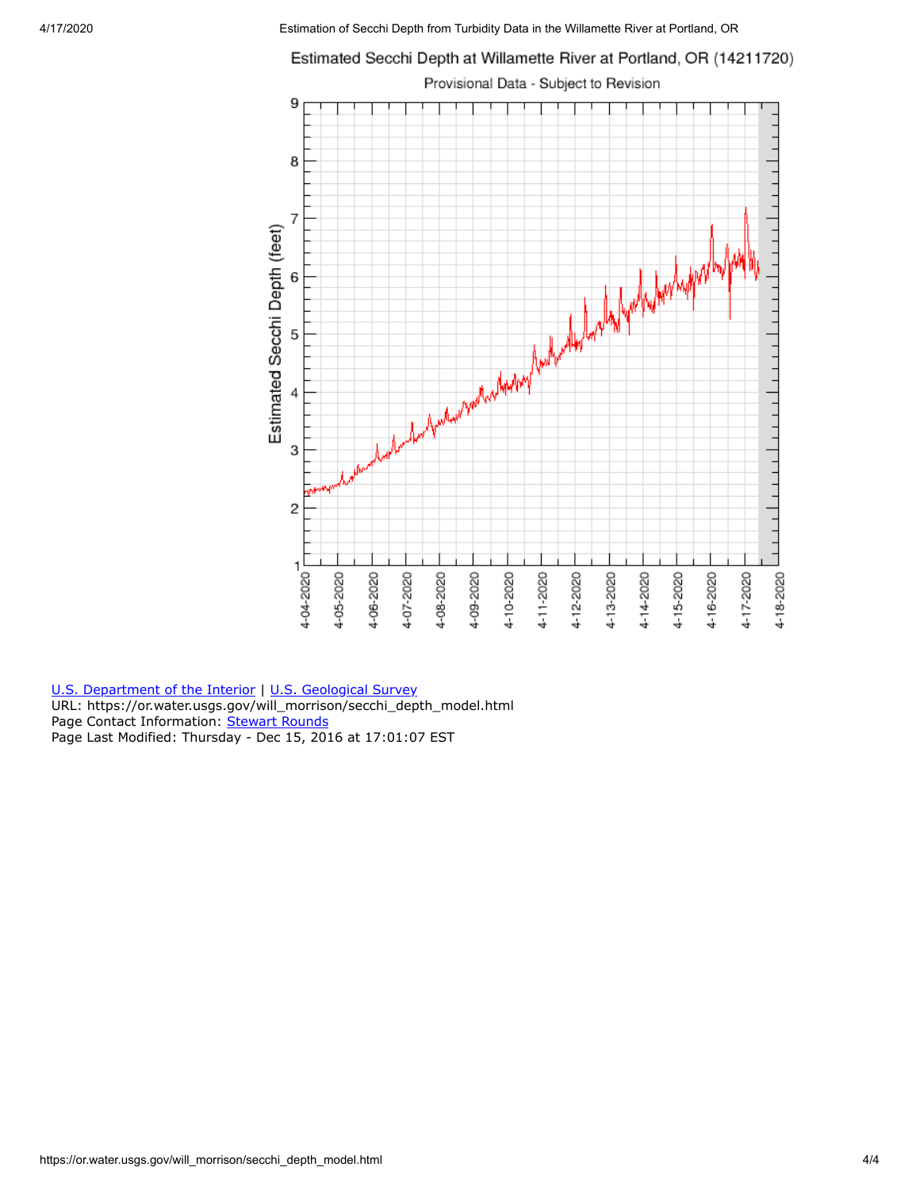Estimated Secchi Depth at Willamette River at Portland, OR (14211720)

Provisional Data - Subject to Revision

Estimated Secchi Depth (feet)

9
8
7
6
5
4
3
2
1

4-04-2020
4-05-2020
4-06-2020
4-07-2020
4-08-2020
4-09-2020
4-10-2020
4-11-2020
4-12-2020
4-13-2020
4-14-2020
4-15-2020
4-16-2020
4-17-2020
4-18-2020

U.S. Department of the Interior | U.S. Geological Survey
URL: https://or.water.usgs.gov/will_morrison/secchi_depth_model.html
Page Contact Information: Stewart Rounds
Page Last Modified: Thursday - Dec 15, 2016 at 17:01:07 EST